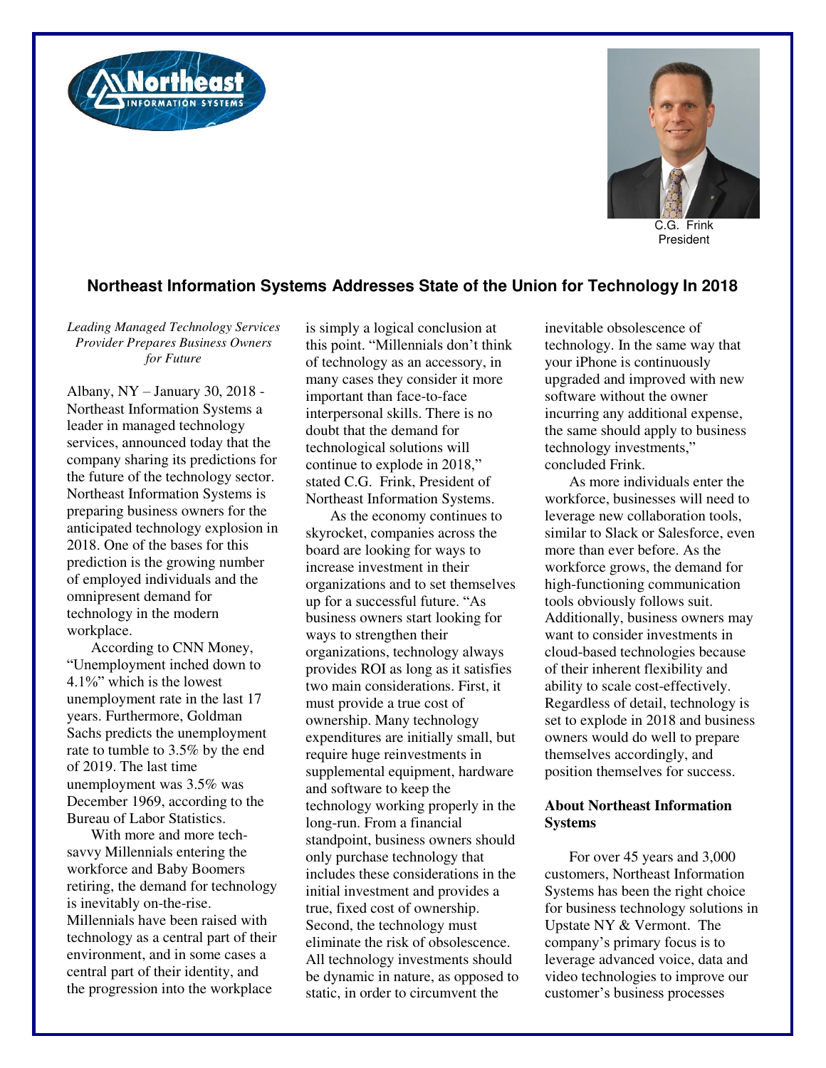C.G. Frink
President

## Northeast Information Systems Addresses State of the Union for Technology In 2018

*Leading Managed Technology Services Provider Prepares Business Owners for Future*

Albany, NY – January 30, 2018 - Northeast Information Systems a leader in managed technology services, announced today that the company sharing its predictions for the future of the technology sector. Northeast Information Systems is preparing business owners for the anticipated technology explosion in 2018. One of the bases for this prediction is the growing number of employed individuals and the omnipresent demand for technology in the modern workplace.

According to CNN Money, "Unemployment inched down to 4.1%" which is the lowest unemployment rate in the last 17 years. Furthermore, Goldman Sachs predicts the unemployment rate to tumble to 3.5% by the end of 2019. The last time unemployment was 3.5% was December 1969, according to the Bureau of Labor Statistics.

With more and more tech-savvy Millennials entering the workforce and Baby Boomers retiring, the demand for technology is inevitably on-the-rise. Millennials have been raised with technology as a central part of their environment, and in some cases a central part of their identity, and the progression into the workplace is simply a logical conclusion at this point. "Millennials don't think of technology as an accessory, in many cases they consider it more important than face-to-face interpersonal skills. There is no doubt that the demand for technological solutions will continue to explode in 2018," stated C.G. Frink, President of Northeast Information Systems.

As the economy continues to skyrocket, companies across the board are looking for ways to increase investment in their organizations and to set themselves up for a successful future. "As business owners start looking for ways to strengthen their organizations, technology always provides ROI as long as it satisfies two main considerations. First, it must provide a true cost of ownership. Many technology expenditures are initially small, but require huge reinvestments in supplemental equipment, hardware and software to keep the technology working properly in the long-run. From a financial standpoint, business owners should only purchase technology that includes these considerations in the initial investment and provides a true, fixed cost of ownership. Second, the technology must eliminate the risk of obsolescence. All technology investments should be dynamic in nature, as opposed to static, in order to circumvent the inevitable obsolescence of technology. In the same way that your iPhone is continuously upgraded and improved with new software without the owner incurring any additional expense, the same should apply to business technology investments," concluded Frink.

As more individuals enter the workforce, businesses will need to leverage new collaboration tools, similar to Slack or Salesforce, even more than ever before. As the workforce grows, the demand for high-functioning communication tools obviously follows suit. Additionally, business owners may want to consider investments in cloud-based technologies because of their inherent flexibility and ability to scale cost-effectively. Regardless of detail, technology is set to explode in 2018 and business owners would do well to prepare themselves accordingly, and position themselves for success.

**About Northeast Information Systems**

For over 45 years and 3,000 customers, Northeast Information Systems has been the right choice for business technology solutions in Upstate NY & Vermont. The company's primary focus is to leverage advanced voice, data and video technologies to improve our customer's business processes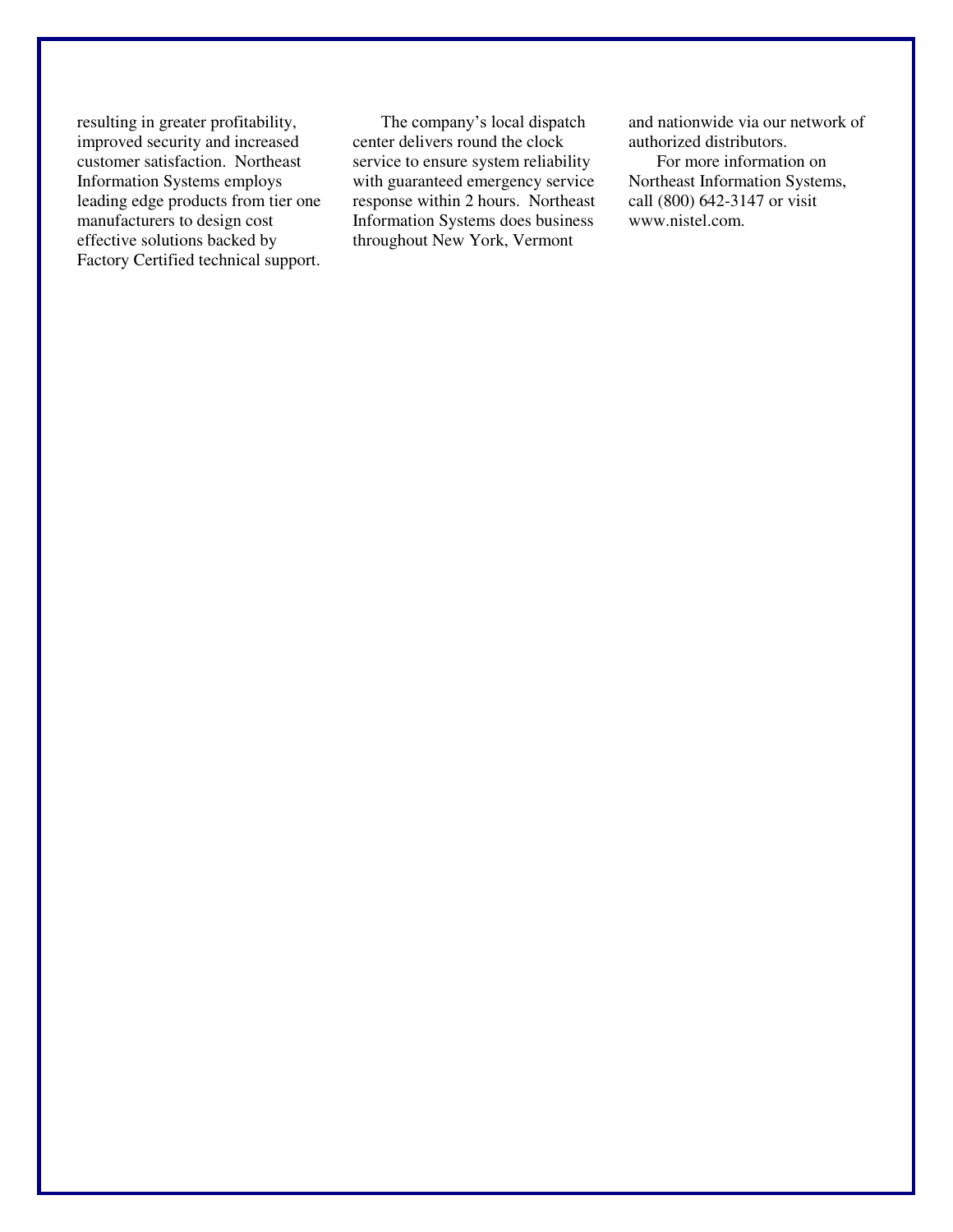resulting in greater profitability, improved security and increased customer satisfaction. Northeast Information Systems employs leading edge products from tier one manufacturers to design cost effective solutions backed by Factory Certified technical support.

The company's local dispatch center delivers round the clock service to ensure system reliability with guaranteed emergency service response within 2 hours. Northeast Information Systems does business throughout New York, Vermont and nationwide via our network of authorized distributors.

For more information on Northeast Information Systems, call (800) 642-3147 or visit www.nistel.com.